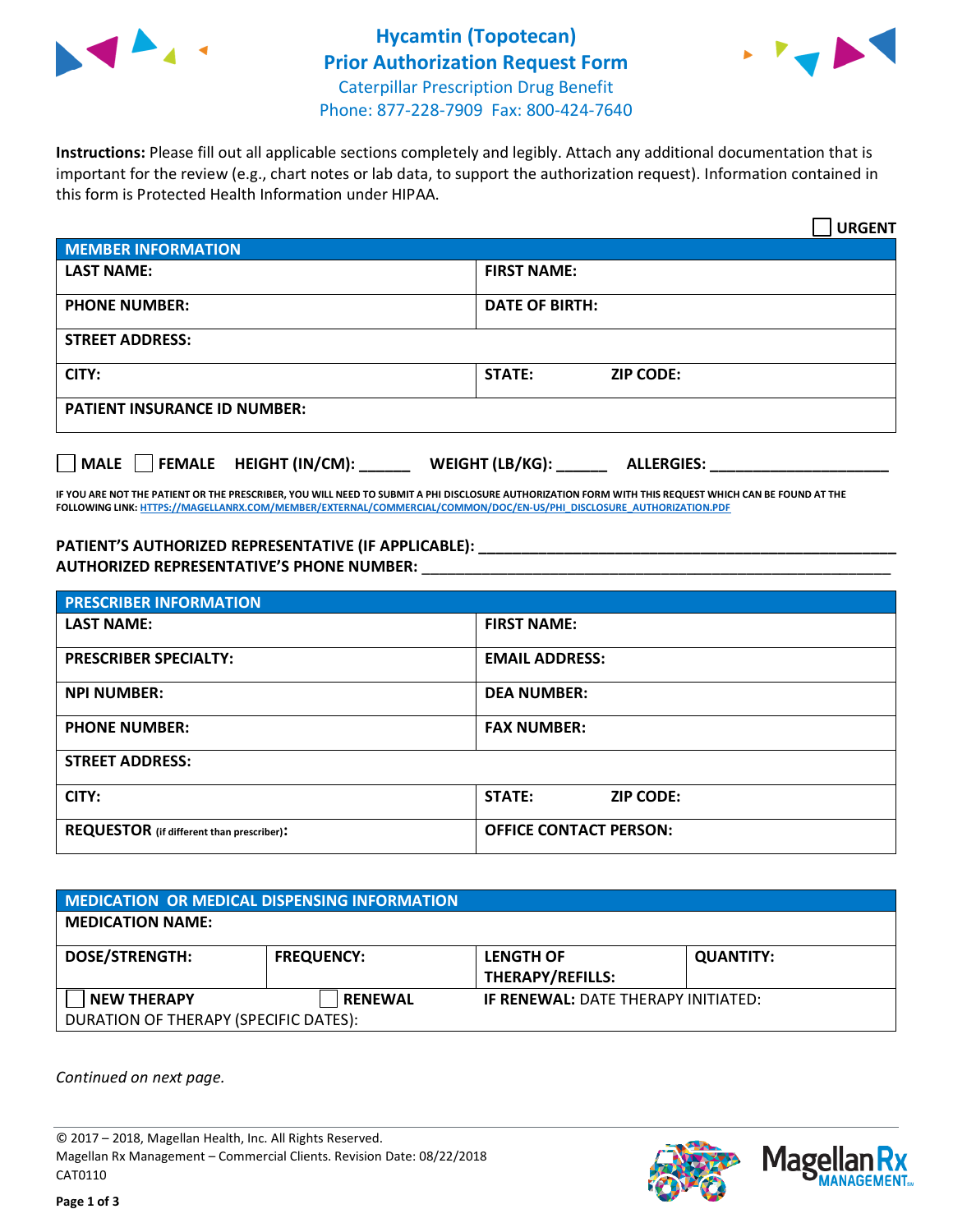# Hycamtin (Topotecan) Prior Authorization Request Form

Caterpillar Prescription Drug Benefit
Phone: 877-228-7909 Fax: 800-424-7640

**Instructions:** Please fill out all applicable sections completely and legibly. Attach any additional documentation that is important for the review (e.g., chart notes or lab data, to support the authorization request). Information contained in this form is Protected Health Information under HIPAA.

☐ **URGENT**

| **MEMBER INFORMATION** | |
|---|---|
| **LAST NAME:** | **FIRST NAME:** |
| **PHONE NUMBER:** | **DATE OF BIRTH:** |
| **STREET ADDRESS:** | |
| **CITY:** | **STATE:** **ZIP CODE:** |
| **PATIENT INSURANCE ID NUMBER:** | |

☐ **MALE** ☐ **FEMALE** **HEIGHT (IN/CM):** ______ **WEIGHT (LB/KG):** ______ **ALLERGIES:** ____________________

**IF YOU ARE NOT THE PATIENT OR THE PRESCRIBER, YOU WILL NEED TO SUBMIT A PHI DISCLOSURE AUTHORIZATION FORM WITH THIS REQUEST WHICH CAN BE FOUND AT THE FOLLOWING LINK: HTTPS://MAGELLANRX.COM/MEMBER/EXTERNAL/COMMERCIAL/COMMON/DOC/EN-US/PHI_DISCLOSURE_AUTHORIZATION.PDF**

**PATIENT'S AUTHORIZED REPRESENTATIVE (IF APPLICABLE):** ____________________________________________
**AUTHORIZED REPRESENTATIVE'S PHONE NUMBER:** ____________________________________________

| **PRESCRIBER INFORMATION** | |
|---|---|
| **LAST NAME:** | **FIRST NAME:** |
| **PRESCRIBER SPECIALTY:** | **EMAIL ADDRESS:** |
| **NPI NUMBER:** | **DEA NUMBER:** |
| **PHONE NUMBER:** | **FAX NUMBER:** |
| **STREET ADDRESS:** | |
| **CITY:** | **STATE:** **ZIP CODE:** |
| **REQUESTOR** (if different than prescriber)**:** | **OFFICE CONTACT PERSON:** |

| **MEDICATION OR MEDICAL DISPENSING INFORMATION** | | | |
|---|---|---|---|
| **MEDICATION NAME:** | | | |
| **DOSE/STRENGTH:** | **FREQUENCY:** | **LENGTH OF THERAPY/REFILLS:** | **QUANTITY:** |
| ☐ **NEW THERAPY** | ☐ **RENEWAL** | **IF RENEWAL:** DATE THERAPY INITIATED: | |
| DURATION OF THERAPY (SPECIFIC DATES): | | | |

*Continued on next page.*

© 2017 – 2018, Magellan Health, Inc. All Rights Reserved.
Magellan Rx Management – Commercial Clients. Revision Date: 08/22/2018
CAT0110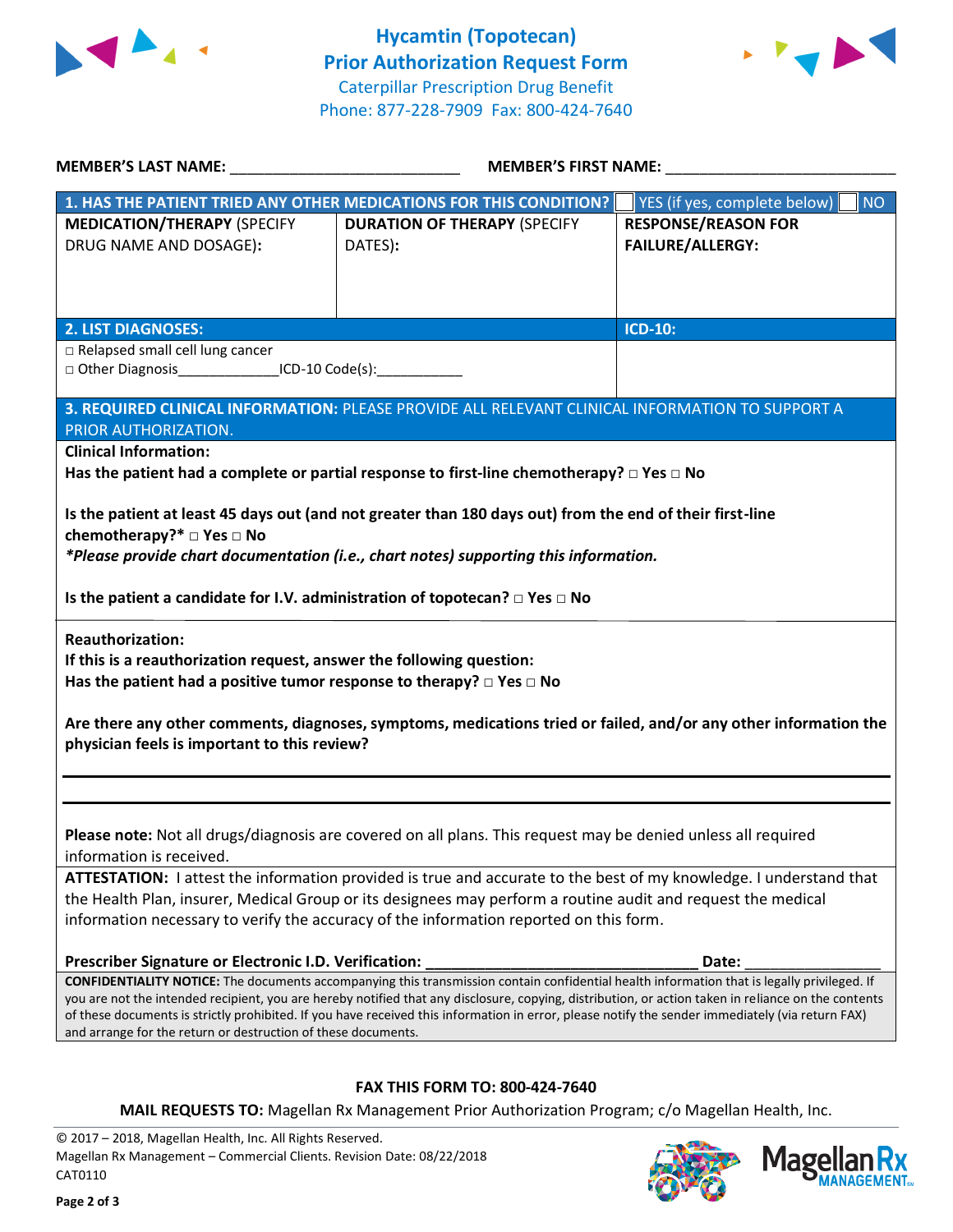# Hycamtin (Topotecan)
# Prior Authorization Request Form

Caterpillar Prescription Drug Benefit
Phone: 877-228-7909 Fax: 800-424-7640

**MEMBER'S LAST NAME:** ___________________________ **MEMBER'S FIRST NAME:** ___________________________

| **1. HAS THE PATIENT TRIED ANY OTHER MEDICATIONS FOR THIS CONDITION?** | | ☐ YES (if yes, complete below) ☐ NO |
|---|---|---|
| **MEDICATION/THERAPY** (SPECIFY DRUG NAME AND DOSAGE): | **DURATION OF THERAPY** (SPECIFY DATES): | **RESPONSE/REASON FOR FAILURE/ALLERGY:** |
| | | |

| **2. LIST DIAGNOSES:** | **ICD-10:** |
|---|---|
| □ Relapsed small cell lung cancer<br>□ Other Diagnosis_____________ICD-10 Code(s):___________ | |

**3. REQUIRED CLINICAL INFORMATION:** PLEASE PROVIDE ALL RELEVANT CLINICAL INFORMATION TO SUPPORT A PRIOR AUTHORIZATION.

**Clinical Information:**

**Has the patient had a complete or partial response to first-line chemotherapy? □ Yes □ No**

**Is the patient at least 45 days out (and not greater than 180 days out) from the end of their first-line chemotherapy?* □ Yes □ No**

***Please provide chart documentation (i.e., chart notes) supporting this information.***

**Is the patient a candidate for I.V. administration of topotecan? □ Yes □ No**

**Reauthorization:**

**If this is a reauthorization request, answer the following question:**

**Has the patient had a positive tumor response to therapy? □ Yes □ No**

**Are there any other comments, diagnoses, symptoms, medications tried or failed, and/or any other information the physician feels is important to this review?**

_______________________________________________________________________________

_______________________________________________________________________________

**Please note:** Not all drugs/diagnosis are covered on all plans. This request may be denied unless all required information is received.

**ATTESTATION:** I attest the information provided is true and accurate to the best of my knowledge. I understand that the Health Plan, insurer, Medical Group or its designees may perform a routine audit and request the medical information necessary to verify the accuracy of the information reported on this form.

**Prescriber Signature or Electronic I.D. Verification:** _________________________________ **Date:** ________________

**CONFIDENTIALITY NOTICE:** The documents accompanying this transmission contain confidential health information that is legally privileged. If you are not the intended recipient, you are hereby notified that any disclosure, copying, distribution, or action taken in reliance on the contents of these documents is strictly prohibited. If you have received this information in error, please notify the sender immediately (via return FAX) and arrange for the return or destruction of these documents.

**FAX THIS FORM TO: 800-424-7640**

**MAIL REQUESTS TO:** Magellan Rx Management Prior Authorization Program; c/o Magellan Health, Inc.

© 2017 – 2018, Magellan Health, Inc. All Rights Reserved.
Magellan Rx Management – Commercial Clients. Revision Date: 08/22/2018
CAT0110